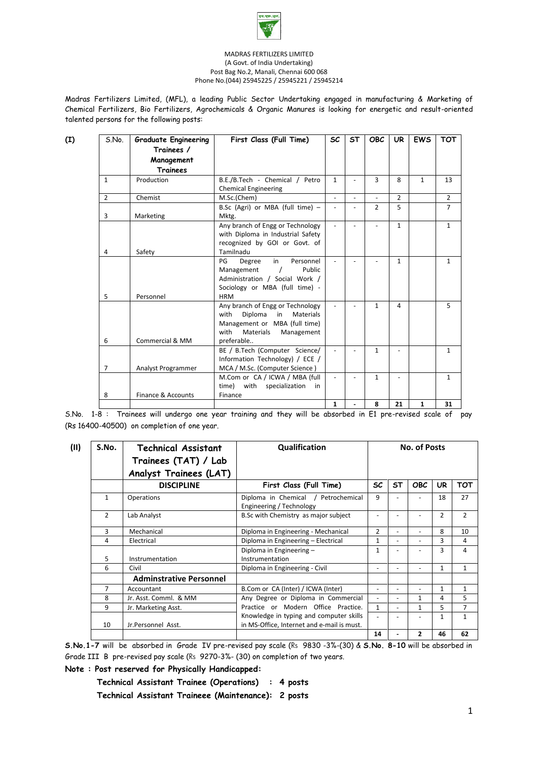MADRAS FERTILIZERS LIMITED
(A Govt. of India Undertaking)
Post Bag No.2, Manali, Chennai 600 068
Phone No.(044) 25945225 / 25945221 / 25945214

Madras Fertilizers Limited, (MFL), a leading Public Sector Undertaking engaged in manufacturing & Marketing of Chemical Fertilizers, Bio Fertilizers, Agrochemicals & Organic Manures is looking for energetic and result-oriented talented persons for the following posts:

**(I)**

| S.No. | Graduate Engineering Trainees / Management Trainees | First Class (Full Time) | SC | ST | OBC | UR | EWS | TOT |
|---|---|---|---|---|---|---|---|---|
| 1 | Production | B.E./B.Tech - Chemical / Petro Chemical Engineering | 1 | - | 3 | 8 | 1 | 13 |
| 2 | Chemist | M.Sc.(Chem) | - | - | - | 2 | | 2 |
| 3 | Marketing | B.Sc (Agri) or MBA (full time) – Mktg. | - | - | 2 | 5 | | 7 |
| 4 | Safety | Any branch of Engg or Technology with Diploma in Industrial Safety recognized by GOI or Govt. of Tamilnadu | - | - | - | 1 | | 1 |
| 5 | Personnel | PG Degree in Personnel Management / Public Administration / Social Work / Sociology or MBA (full time) - HRM | - | - | - | 1 | | 1 |
| 6 | Commercial & MM | Any branch of Engg or Technology with Diploma in Materials Management or MBA (full time) with Materials Management preferable.. | - | - | 1 | 4 | | 5 |
| 7 | Analyst Programmer | BE / B.Tech (Computer Science/ Information Technology) / ECE / MCA / M.Sc. (Computer Science ) | - | - | 1 | - | | 1 |
| 8 | Finance & Accounts | M.Com or CA / ICWA / MBA (full time) with specialization in Finance | - | - | 1 | - | | 1 |
| | | | **1** | **-** | **8** | **21** | **1** | **31** |

S.No. 1-8 : Trainees will undergo one year training and they will be absorbed in E1 pre-revised scale of pay (Rs 16400-40500) on completion of one year.

**(II)**

| S.No. | Technical Assistant Trainees (TAT) / Lab Analyst Trainees (LAT) | Qualification | No. of Posts | | | | |
|---|---|---|---|---|---|---|---|
| | **DISCIPLINE** | **First Class (Full Time)** | **SC** | **ST** | **OBC** | **UR** | **TOT** |
| 1 | Operations | Diploma in Chemical / Petrochemical Engineering / Technology | 9 | - | - | 18 | 27 |
| 2 | Lab Analyst | B.Sc with Chemistry as major subject | - | - | - | 2 | 2 |
| 3 | Mechanical | Diploma in Engineering - Mechanical | 2 | - | - | 8 | 10 |
| 4 | Electrical | Diploma in Engineering – Electrical | 1 | - | - | 3 | 4 |
| 5 | Instrumentation | Diploma in Engineering – Instrumentation | 1 | - | - | 3 | 4 |
| 6 | Civil | Diploma in Engineering - Civil | - | - | - | 1 | 1 |
| | **Adminstrative Personnel** | | | | | | |
| 7 | Accountant | B.Com or CA (Inter) / ICWA (Inter) | - | - | - | 1 | 1 |
| 8 | Jr. Asst. Comml. & MM | Any Degree or Diploma in Commercial Practice or Modern Office Practice. Knowledge in typing and computer skills in MS-Office, Internet and e-mail is must. | - | - | 1 | 4 | 5 |
| 9 | Jr. Marketing Asst. | | 1 | - | 1 | 5 | 7 |
| 10 | Jr.Personnel Asst. | | - | - | - | 1 | 1 |
| | | | **14** | **-** | **2** | **46** | **62** |

**S.No.1-7** will be absorbed in Grade IV pre-revised pay scale (Rs 9830 -3%-(30) & **S.No. 8-10** will be absorbed in Grade III B pre-revised pay scale (Rs 9270-3%- (30) on completion of two years.

**Note : Post reserved for Physically Handicapped:**

**Technical Assistant Trainee (Operations) : 4 posts**

**Technical Assistant Traineee (Maintenance): 2 posts**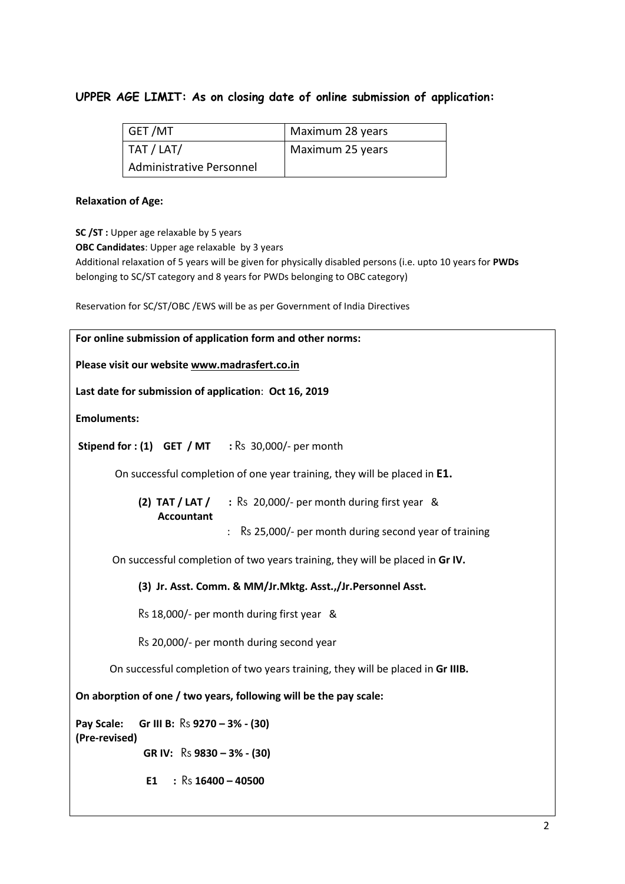## UPPER AGE LIMIT: As on closing date of online submission of application:

| GET /MT | Maximum 28 years |
|---|---|
| TAT / LAT/ Administrative Personnel | Maximum 25 years |

**Relaxation of Age:**

**SC /ST :** Upper age relaxable by 5 years

**OBC Candidates**: Upper age relaxable by 3 years

Additional relaxation of 5 years will be given for physically disabled persons (i.e. upto 10 years for **PWDs** belonging to SC/ST category and 8 years for PWDs belonging to OBC category)

Reservation for SC/ST/OBC /EWS will be as per Government of India Directives

**For online submission of application form and other norms:**

**Please visit our website www.madrasfert.co.in**

**Last date for submission of application**: **Oct 16, 2019**

**Emoluments:**

**Stipend for : (1) GET / MT :** Rs 30,000/- per month

On successful completion of one year training, they will be placed in **E1.**

**(2) TAT / LAT / Accountant :** Rs 20,000/- per month during first year &

: Rs 25,000/- per month during second year of training

On successful completion of two years training, they will be placed in **Gr IV.**

**(3) Jr. Asst. Comm. & MM/Jr.Mktg. Asst.,/Jr.Personnel Asst.**

Rs 18,000/- per month during first year &

Rs 20,000/- per month during second year

On successful completion of two years training, they will be placed in **Gr IIIB.**

**On aborption of one / two years, following will be the pay scale:**

**Pay Scale: (Pre-revised)** **Gr III B:** Rs **9270 – 3% - (30)**

**GR IV:** Rs **9830 – 3% - (30)**

**E1 :** Rs **16400 – 40500**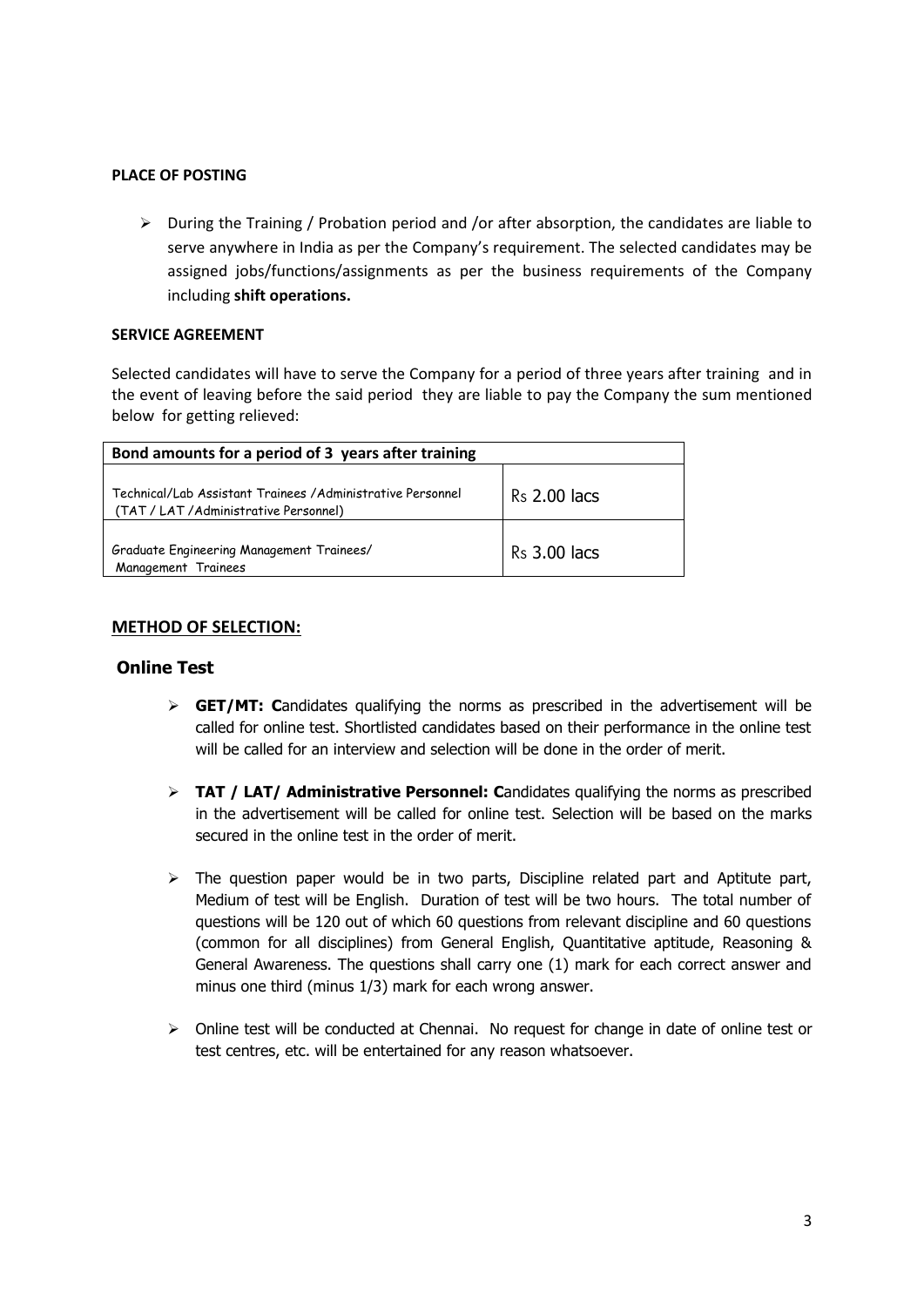**PLACE OF POSTING**

- During the Training / Probation period and /or after absorption, the candidates are liable to serve anywhere in India as per the Company's requirement. The selected candidates may be assigned jobs/functions/assignments as per the business requirements of the Company including **shift operations.**

**SERVICE AGREEMENT**

Selected candidates will have to serve the Company for a period of three years after training and in the event of leaving before the said period they are liable to pay the Company the sum mentioned below for getting relieved:

| Bond amounts for a period of 3 years after training | |
|---|---|
| Technical/Lab Assistant Trainees /Administrative Personnel (TAT / LAT /Administrative Personnel) | Rs 2.00 lacs |
| Graduate Engineering Management Trainees/ Management Trainees | Rs 3.00 lacs |

**METHOD OF SELECTION:**

## Online Test

- **GET/MT: C**andidates qualifying the norms as prescribed in the advertisement will be called for online test. Shortlisted candidates based on their performance in the online test will be called for an interview and selection will be done in the order of merit.
- **TAT / LAT/ Administrative Personnel: C**andidates qualifying the norms as prescribed in the advertisement will be called for online test. Selection will be based on the marks secured in the online test in the order of merit.
- The question paper would be in two parts, Discipline related part and Aptitute part, Medium of test will be English. Duration of test will be two hours. The total number of questions will be 120 out of which 60 questions from relevant discipline and 60 questions (common for all disciplines) from General English, Quantitative aptitude, Reasoning & General Awareness. The questions shall carry one (1) mark for each correct answer and minus one third (minus 1/3) mark for each wrong answer.
- Online test will be conducted at Chennai. No request for change in date of online test or test centres, etc. will be entertained for any reason whatsoever.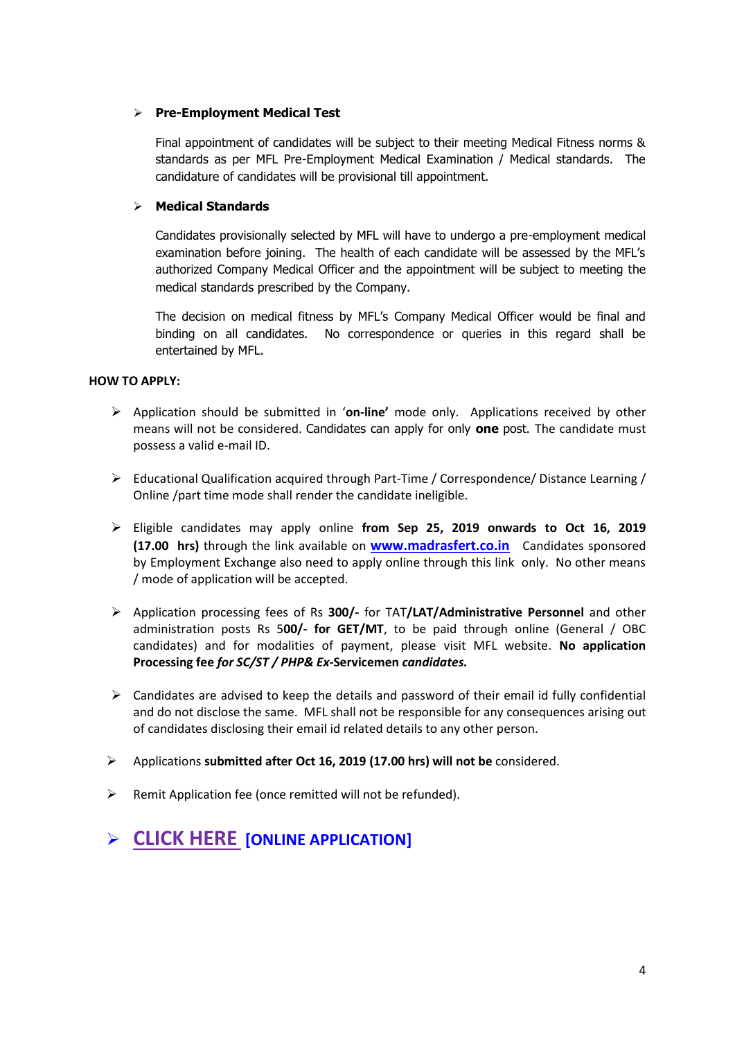- **Pre-Employment Medical Test**

  Final appointment of candidates will be subject to their meeting Medical Fitness norms & standards as per MFL Pre-Employment Medical Examination / Medical standards. The candidature of candidates will be provisional till appointment.

- **Medical Standards**

  Candidates provisionally selected by MFL will have to undergo a pre-employment medical examination before joining. The health of each candidate will be assessed by the MFL's authorized Company Medical Officer and the appointment will be subject to meeting the medical standards prescribed by the Company.

  The decision on medical fitness by MFL's Company Medical Officer would be final and binding on all candidates. No correspondence or queries in this regard shall be entertained by MFL.

**HOW TO APPLY:**

- Application should be submitted in '**on-line'** mode only. Applications received by other means will not be considered. Candidates can apply for only **one** post. The candidate must possess a valid e-mail ID.

- Educational Qualification acquired through Part-Time / Correspondence/ Distance Learning / Online /part time mode shall render the candidate ineligible.

- Eligible candidates may apply online **from Sep 25, 2019 onwards to Oct 16, 2019 (17.00 hrs)** through the link available on **www.madrasfert.co.in** Candidates sponsored by Employment Exchange also need to apply online through this link only. No other means / mode of application will be accepted.

- Application processing fees of Rs **300/-** for TAT**/LAT/Administrative Personnel** and other administration posts Rs 5**00/- for GET/MT**, to be paid through online (General / OBC candidates) and for modalities of payment, please visit MFL website. **No application Processing fee** ***for SC/ST / PHP& Ex*-Servicemen *candidates.***

- Candidates are advised to keep the details and password of their email id fully confidential and do not disclose the same. MFL shall not be responsible for any consequences arising out of candidates disclosing their email id related details to any other person.

- Applications **submitted after Oct 16, 2019 (17.00 hrs) will not be** considered.

- Remit Application fee (once remitted will not be refunded).

- **CLICK HERE [ONLINE APPLICATION]**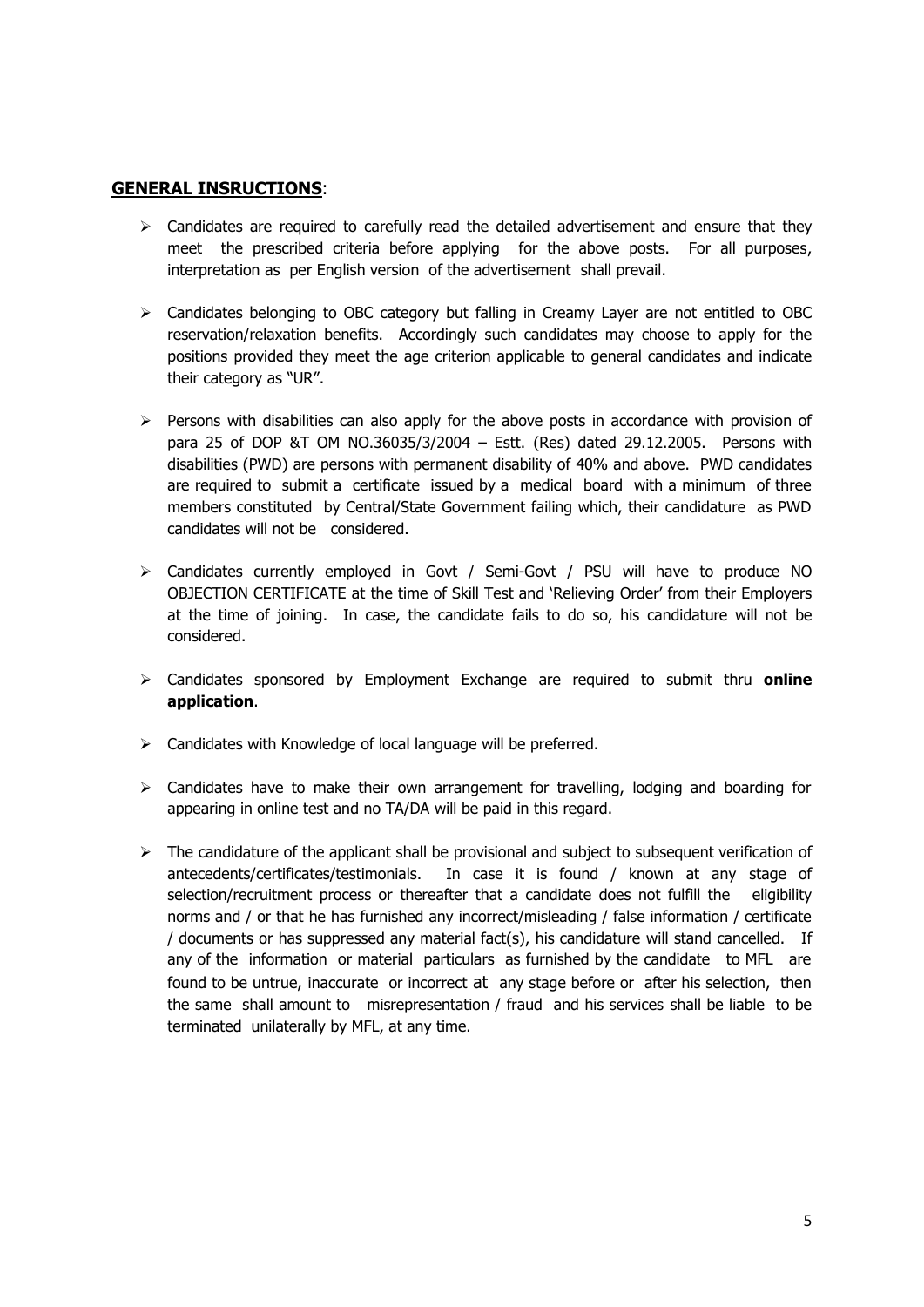**GENERAL INSRUCTIONS**:

- Candidates are required to carefully read the detailed advertisement and ensure that they meet the prescribed criteria before applying for the above posts. For all purposes, interpretation as per English version of the advertisement shall prevail.

- Candidates belonging to OBC category but falling in Creamy Layer are not entitled to OBC reservation/relaxation benefits. Accordingly such candidates may choose to apply for the positions provided they meet the age criterion applicable to general candidates and indicate their category as "UR".

- Persons with disabilities can also apply for the above posts in accordance with provision of para 25 of DOP &T OM NO.36035/3/2004 – Estt. (Res) dated 29.12.2005. Persons with disabilities (PWD) are persons with permanent disability of 40% and above. PWD candidates are required to submit a certificate issued by a medical board with a minimum of three members constituted by Central/State Government failing which, their candidature as PWD candidates will not be considered.

- Candidates currently employed in Govt / Semi-Govt / PSU will have to produce NO OBJECTION CERTIFICATE at the time of Skill Test and 'Relieving Order' from their Employers at the time of joining. In case, the candidate fails to do so, his candidature will not be considered.

- Candidates sponsored by Employment Exchange are required to submit thru **online application**.

- Candidates with Knowledge of local language will be preferred.

- Candidates have to make their own arrangement for travelling, lodging and boarding for appearing in online test and no TA/DA will be paid in this regard.

- The candidature of the applicant shall be provisional and subject to subsequent verification of antecedents/certificates/testimonials. In case it is found / known at any stage of selection/recruitment process or thereafter that a candidate does not fulfill the eligibility norms and / or that he has furnished any incorrect/misleading / false information / certificate / documents or has suppressed any material fact(s), his candidature will stand cancelled. If any of the information or material particulars as furnished by the candidate to MFL are found to be untrue, inaccurate or incorrect at any stage before or after his selection, then the same shall amount to misrepresentation / fraud and his services shall be liable to be terminated unilaterally by MFL, at any time.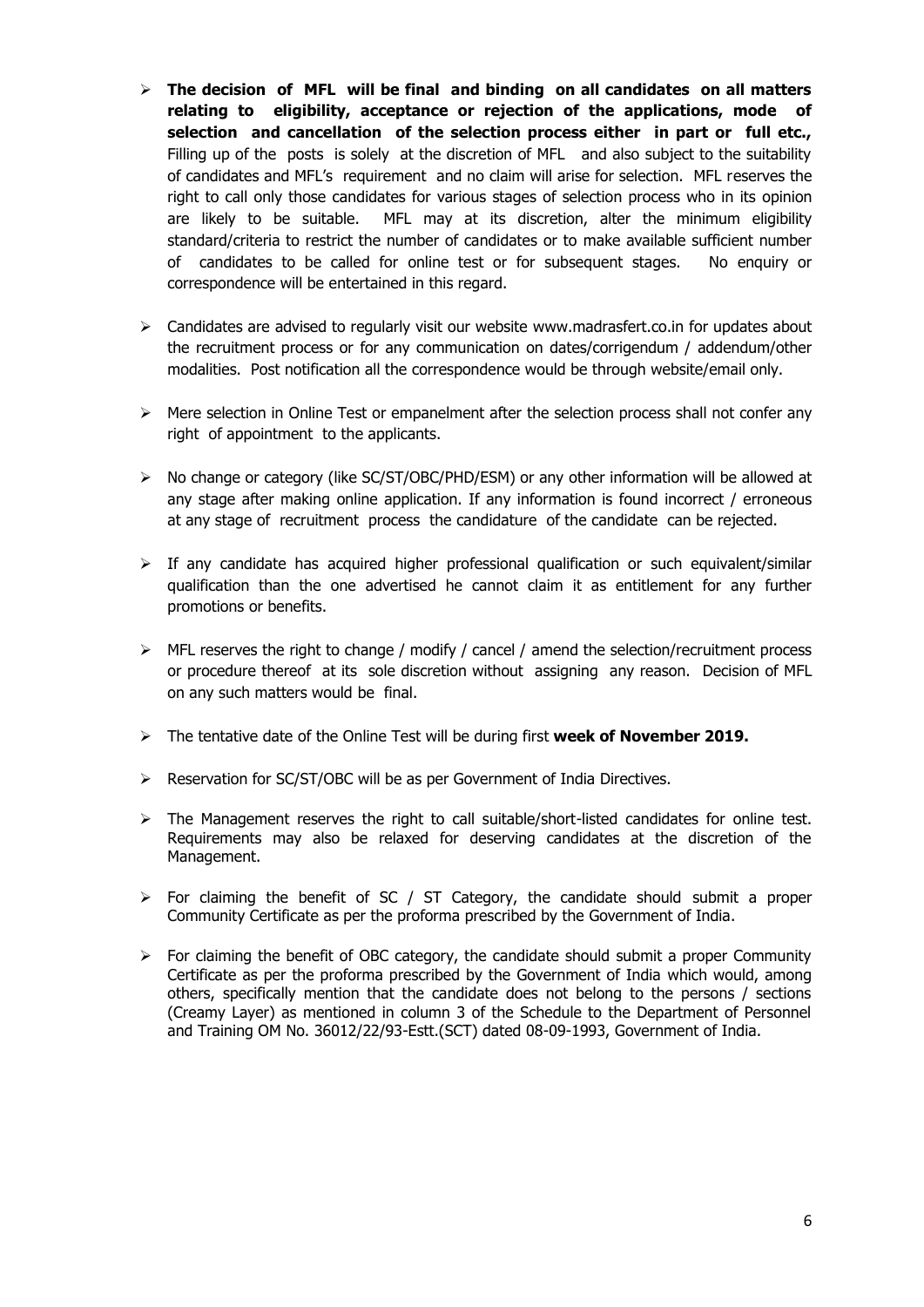- **The decision of MFL will be final and binding on all candidates on all matters relating to eligibility, acceptance or rejection of the applications, mode of selection and cancellation of the selection process either in part or full etc.,** Filling up of the posts is solely at the discretion of MFL and also subject to the suitability of candidates and MFL's requirement and no claim will arise for selection. MFL reserves the right to call only those candidates for various stages of selection process who in its opinion are likely to be suitable. MFL may at its discretion, alter the minimum eligibility standard/criteria to restrict the number of candidates or to make available sufficient number of candidates to be called for online test or for subsequent stages. No enquiry or correspondence will be entertained in this regard.

- Candidates are advised to regularly visit our website www.madrasfert.co.in for updates about the recruitment process or for any communication on dates/corrigendum / addendum/other modalities. Post notification all the correspondence would be through website/email only.

- Mere selection in Online Test or empanelment after the selection process shall not confer any right of appointment to the applicants.

- No change or category (like SC/ST/OBC/PHD/ESM) or any other information will be allowed at any stage after making online application. If any information is found incorrect / erroneous at any stage of recruitment process the candidature of the candidate can be rejected.

- If any candidate has acquired higher professional qualification or such equivalent/similar qualification than the one advertised he cannot claim it as entitlement for any further promotions or benefits.

- MFL reserves the right to change / modify / cancel / amend the selection/recruitment process or procedure thereof at its sole discretion without assigning any reason. Decision of MFL on any such matters would be final.

- The tentative date of the Online Test will be during first **week of November 2019.**

- Reservation for SC/ST/OBC will be as per Government of India Directives.

- The Management reserves the right to call suitable/short-listed candidates for online test. Requirements may also be relaxed for deserving candidates at the discretion of the Management.

- For claiming the benefit of SC / ST Category, the candidate should submit a proper Community Certificate as per the proforma prescribed by the Government of India.

- For claiming the benefit of OBC category, the candidate should submit a proper Community Certificate as per the proforma prescribed by the Government of India which would, among others, specifically mention that the candidate does not belong to the persons / sections (Creamy Layer) as mentioned in column 3 of the Schedule to the Department of Personnel and Training OM No. 36012/22/93-Estt.(SCT) dated 08-09-1993, Government of India.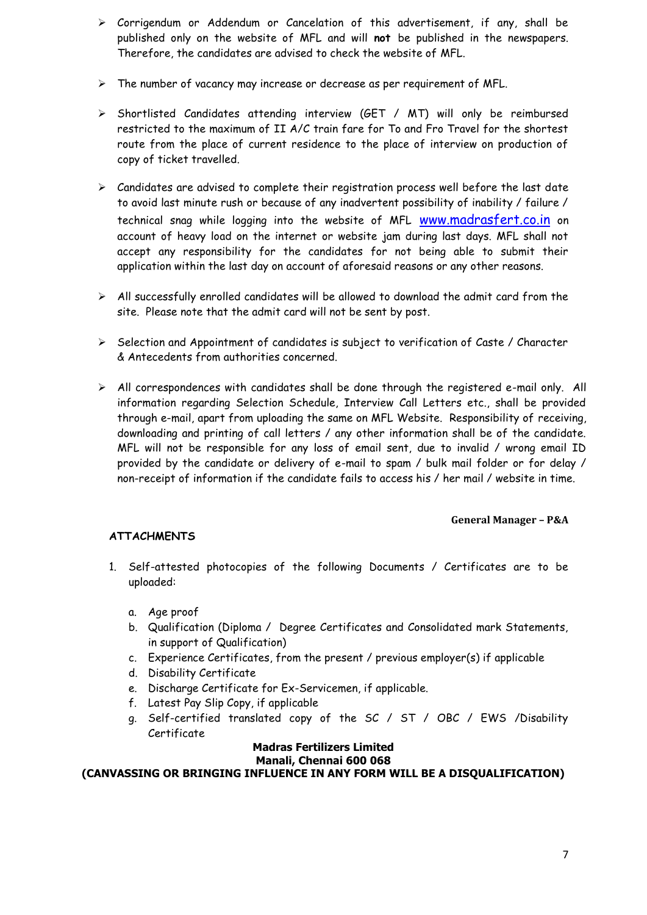- Corrigendum or Addendum or Cancelation of this advertisement, if any, shall be published only on the website of MFL and will **not** be published in the newspapers. Therefore, the candidates are advised to check the website of MFL.

- The number of vacancy may increase or decrease as per requirement of MFL.

- Shortlisted Candidates attending interview (GET / MT) will only be reimbursed restricted to the maximum of II A/C train fare for To and Fro Travel for the shortest route from the place of current residence to the place of interview on production of copy of ticket travelled.

- Candidates are advised to complete their registration process well before the last date to avoid last minute rush or because of any inadvertent possibility of inability / failure / technical snag while logging into the website of MFL www.madrasfert.co.in on account of heavy load on the internet or website jam during last days. MFL shall not accept any responsibility for the candidates for not being able to submit their application within the last day on account of aforesaid reasons or any other reasons.

- All successfully enrolled candidates will be allowed to download the admit card from the site. Please note that the admit card will not be sent by post.

- Selection and Appointment of candidates is subject to verification of Caste / Character & Antecedents from authorities concerned.

- All correspondences with candidates shall be done through the registered e-mail only. All information regarding Selection Schedule, Interview Call Letters etc., shall be provided through e-mail, apart from uploading the same on MFL Website. Responsibility of receiving, downloading and printing of call letters / any other information shall be of the candidate. MFL will not be responsible for any loss of email sent, due to invalid / wrong email ID provided by the candidate or delivery of e-mail to spam / bulk mail folder or for delay / non-receipt of information if the candidate fails to access his / her mail / website in time.

**General Manager – P&A**

**ATTACHMENTS**

1. Self-attested photocopies of the following Documents / Certificates are to be uploaded:

   a. Age proof
   b. Qualification (Diploma / Degree Certificates and Consolidated mark Statements, in support of Qualification)
   c. Experience Certificates, from the present / previous employer(s) if applicable
   d. Disability Certificate
   e. Discharge Certificate for Ex-Servicemen, if applicable.
   f. Latest Pay Slip Copy, if applicable
   g. Self-certified translated copy of the SC / ST / OBC / EWS /Disability Certificate

**Madras Fertilizers Limited**
**Manali, Chennai 600 068**
**(CANVASSING OR BRINGING INFLUENCE IN ANY FORM WILL BE A DISQUALIFICATION)**